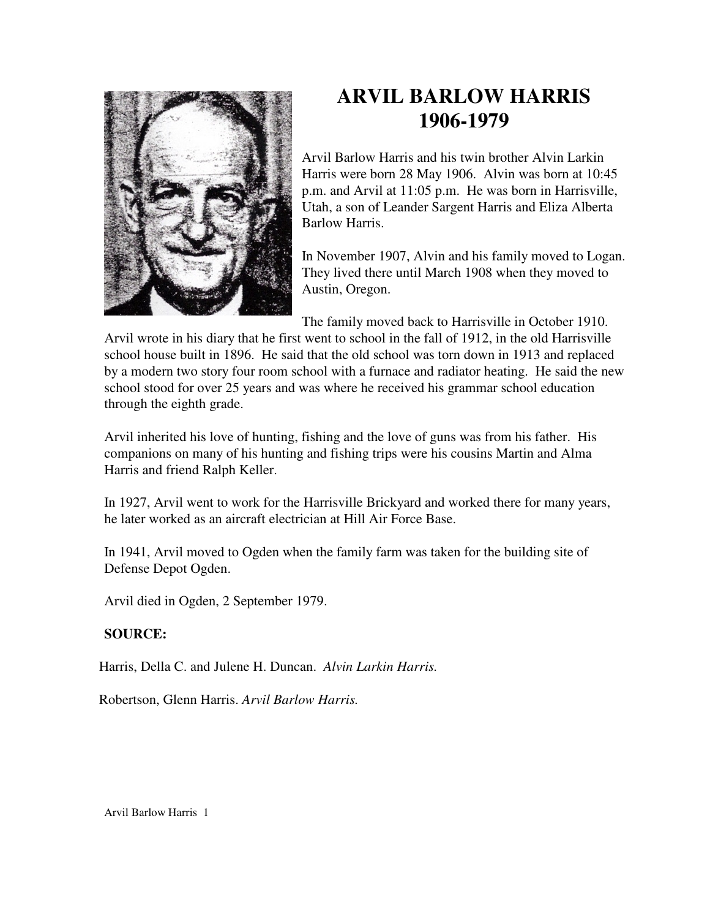# ARVIL BARLOW HARRIS
# 1906-1979

Arvil Barlow Harris and his twin brother Alvin Larkin Harris were born 28 May 1906. Alvin was born at 10:45 p.m. and Arvil at 11:05 p.m. He was born in Harrisville, Utah, a son of Leander Sargent Harris and Eliza Alberta Barlow Harris.

In November 1907, Alvin and his family moved to Logan. They lived there until March 1908 when they moved to Austin, Oregon.

The family moved back to Harrisville in October 1910. Arvil wrote in his diary that he first went to school in the fall of 1912, in the old Harrisville school house built in 1896. He said that the old school was torn down in 1913 and replaced by a modern two story four room school with a furnace and radiator heating. He said the new school stood for over 25 years and was where he received his grammar school education through the eighth grade.

Arvil inherited his love of hunting, fishing and the love of guns was from his father. His companions on many of his hunting and fishing trips were his cousins Martin and Alma Harris and friend Ralph Keller.

In 1927, Arvil went to work for the Harrisville Brickyard and worked there for many years, he later worked as an aircraft electrician at Hill Air Force Base.

In 1941, Arvil moved to Ogden when the family farm was taken for the building site of Defense Depot Ogden.

Arvil died in Ogden, 2 September 1979.

**SOURCE:**

Harris, Della C. and Julene H. Duncan. *Alvin Larkin Harris.*

Robertson, Glenn Harris. *Arvil Barlow Harris.*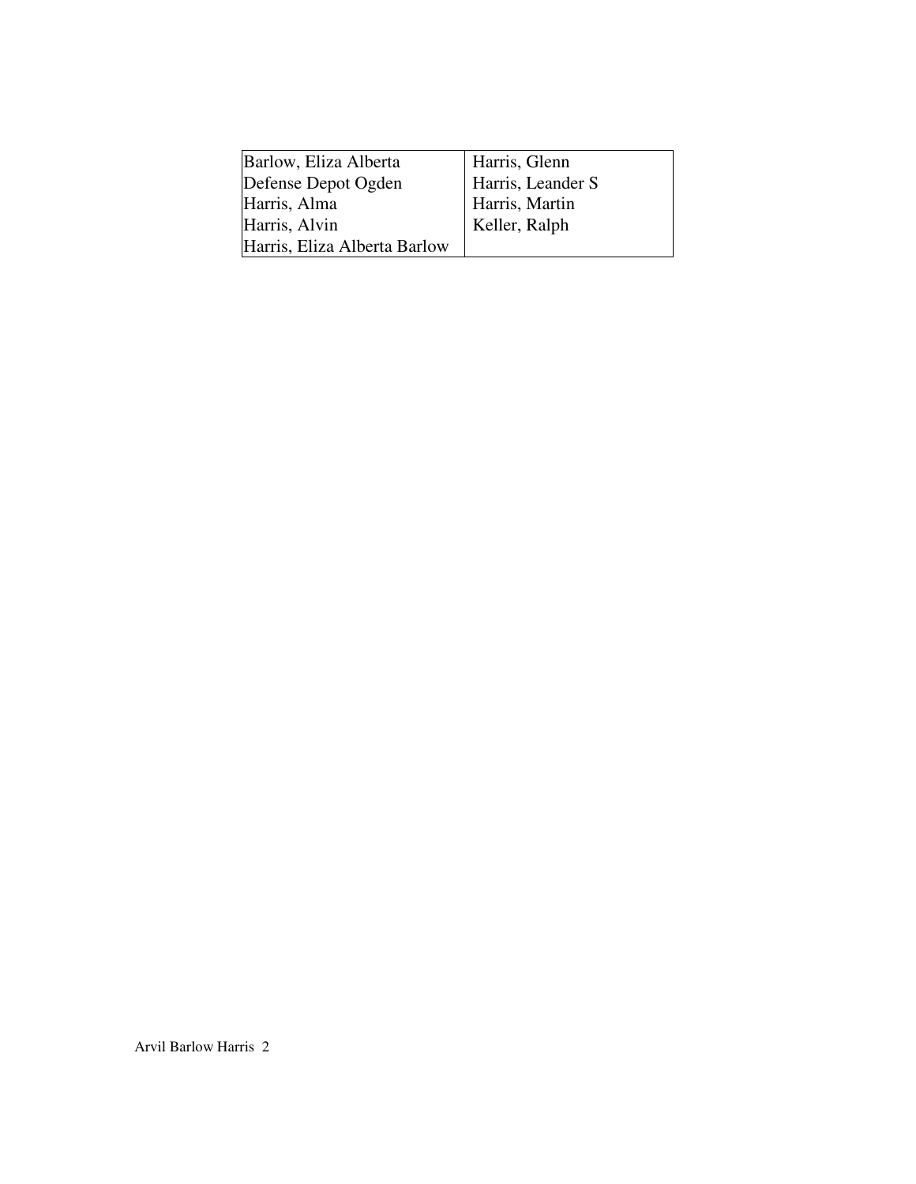| | |
|---|---|
| Barlow, Eliza Alberta | Harris, Glenn |
| Defense Depot Ogden | Harris, Leander S |
| Harris, Alma | Harris, Martin |
| Harris, Alvin | Keller, Ralph |
| Harris, Eliza Alberta Barlow | |